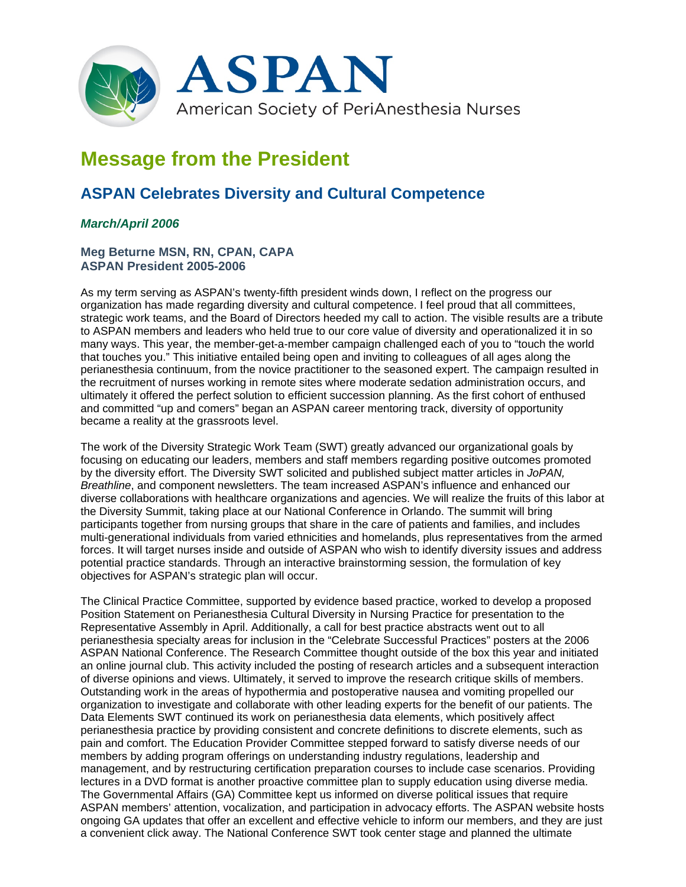# ASPAN

American Society of PeriAnesthesia Nurses

## Message from the President

### ASPAN Celebrates Diversity and Cultural Competence

***March/April 2006***

**Meg Beturne MSN, RN, CPAN, CAPA**
**ASPAN President 2005-2006**

As my term serving as ASPAN's twenty-fifth president winds down, I reflect on the progress our organization has made regarding diversity and cultural competence. I feel proud that all committees, strategic work teams, and the Board of Directors heeded my call to action. The visible results are a tribute to ASPAN members and leaders who held true to our core value of diversity and operationalized it in so many ways. This year, the member-get-a-member campaign challenged each of you to "touch the world that touches you." This initiative entailed being open and inviting to colleagues of all ages along the perianesthesia continuum, from the novice practitioner to the seasoned expert. The campaign resulted in the recruitment of nurses working in remote sites where moderate sedation administration occurs, and ultimately it offered the perfect solution to efficient succession planning. As the first cohort of enthused and committed "up and comers" began an ASPAN career mentoring track, diversity of opportunity became a reality at the grassroots level.

The work of the Diversity Strategic Work Team (SWT) greatly advanced our organizational goals by focusing on educating our leaders, members and staff members regarding positive outcomes promoted by the diversity effort. The Diversity SWT solicited and published subject matter articles in *JoPAN, Breathline*, and component newsletters. The team increased ASPAN's influence and enhanced our diverse collaborations with healthcare organizations and agencies. We will realize the fruits of this labor at the Diversity Summit, taking place at our National Conference in Orlando. The summit will bring participants together from nursing groups that share in the care of patients and families, and includes multi-generational individuals from varied ethnicities and homelands, plus representatives from the armed forces. It will target nurses inside and outside of ASPAN who wish to identify diversity issues and address potential practice standards. Through an interactive brainstorming session, the formulation of key objectives for ASPAN's strategic plan will occur.

The Clinical Practice Committee, supported by evidence based practice, worked to develop a proposed Position Statement on Perianesthesia Cultural Diversity in Nursing Practice for presentation to the Representative Assembly in April. Additionally, a call for best practice abstracts went out to all perianesthesia specialty areas for inclusion in the "Celebrate Successful Practices" posters at the 2006 ASPAN National Conference. The Research Committee thought outside of the box this year and initiated an online journal club. This activity included the posting of research articles and a subsequent interaction of diverse opinions and views. Ultimately, it served to improve the research critique skills of members. Outstanding work in the areas of hypothermia and postoperative nausea and vomiting propelled our organization to investigate and collaborate with other leading experts for the benefit of our patients. The Data Elements SWT continued its work on perianesthesia data elements, which positively affect perianesthesia practice by providing consistent and concrete definitions to discrete elements, such as pain and comfort. The Education Provider Committee stepped forward to satisfy diverse needs of our members by adding program offerings on understanding industry regulations, leadership and management, and by restructuring certification preparation courses to include case scenarios. Providing lectures in a DVD format is another proactive committee plan to supply education using diverse media. The Governmental Affairs (GA) Committee kept us informed on diverse political issues that require ASPAN members' attention, vocalization, and participation in advocacy efforts. The ASPAN website hosts ongoing GA updates that offer an excellent and effective vehicle to inform our members, and they are just a convenient click away. The National Conference SWT took center stage and planned the ultimate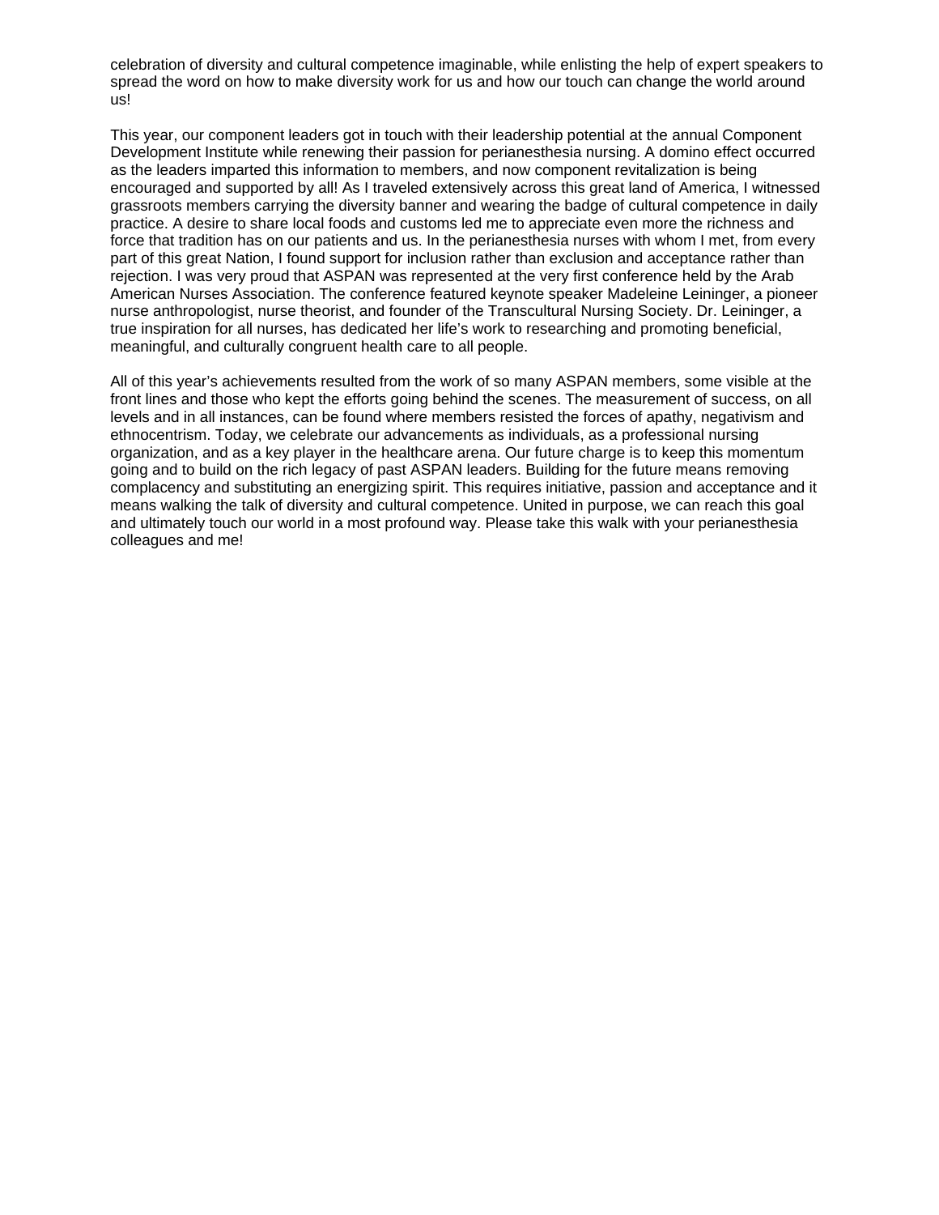celebration of diversity and cultural competence imaginable, while enlisting the help of expert speakers to spread the word on how to make diversity work for us and how our touch can change the world around us!

This year, our component leaders got in touch with their leadership potential at the annual Component Development Institute while renewing their passion for perianesthesia nursing. A domino effect occurred as the leaders imparted this information to members, and now component revitalization is being encouraged and supported by all! As I traveled extensively across this great land of America, I witnessed grassroots members carrying the diversity banner and wearing the badge of cultural competence in daily practice. A desire to share local foods and customs led me to appreciate even more the richness and force that tradition has on our patients and us. In the perianesthesia nurses with whom I met, from every part of this great Nation, I found support for inclusion rather than exclusion and acceptance rather than rejection. I was very proud that ASPAN was represented at the very first conference held by the Arab American Nurses Association. The conference featured keynote speaker Madeleine Leininger, a pioneer nurse anthropologist, nurse theorist, and founder of the Transcultural Nursing Society. Dr. Leininger, a true inspiration for all nurses, has dedicated her life's work to researching and promoting beneficial, meaningful, and culturally congruent health care to all people.

All of this year's achievements resulted from the work of so many ASPAN members, some visible at the front lines and those who kept the efforts going behind the scenes. The measurement of success, on all levels and in all instances, can be found where members resisted the forces of apathy, negativism and ethnocentrism. Today, we celebrate our advancements as individuals, as a professional nursing organization, and as a key player in the healthcare arena. Our future charge is to keep this momentum going and to build on the rich legacy of past ASPAN leaders. Building for the future means removing complacency and substituting an energizing spirit. This requires initiative, passion and acceptance and it means walking the talk of diversity and cultural competence. United in purpose, we can reach this goal and ultimately touch our world in a most profound way. Please take this walk with your perianesthesia colleagues and me!